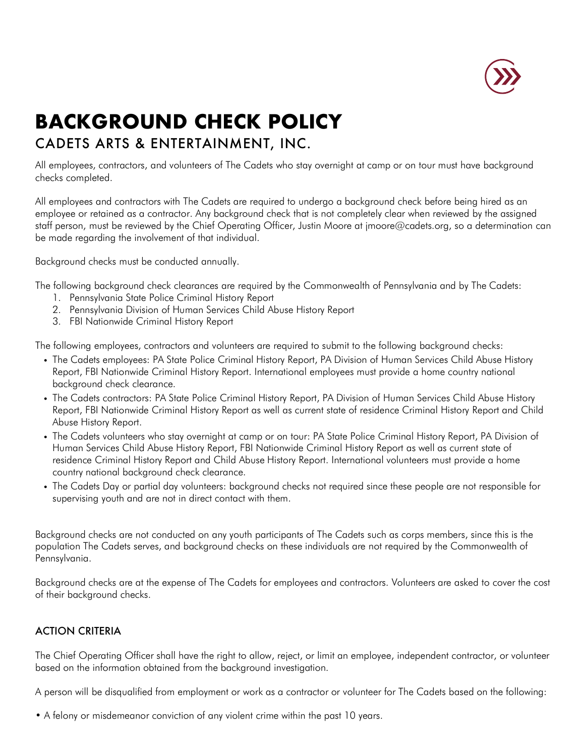# BACKGROUND CHECK POLICY

## CADETS ARTS & ENTERTAINMENT, INC.

All employees, contractors, and volunteers of The Cadets who stay overnight at camp or on tour must have background checks completed.

All employees and contractors with The Cadets are required to undergo a background check before being hired as an employee or retained as a contractor. Any background check that is not completely clear when reviewed by the assigned staff person, must be reviewed by the Chief Operating Officer, Justin Moore at jmoore@cadets.org, so a determination can be made regarding the involvement of that individual.

Background checks must be conducted annually.

The following background check clearances are required by the Commonwealth of Pennsylvania and by The Cadets:

1. Pennsylvania State Police Criminal History Report
2. Pennsylvania Division of Human Services Child Abuse History Report
3. FBI Nationwide Criminal History Report

The following employees, contractors and volunteers are required to submit to the following background checks:

- The Cadets employees: PA State Police Criminal History Report, PA Division of Human Services Child Abuse History Report, FBI Nationwide Criminal History Report. International employees must provide a home country national background check clearance.
- The Cadets contractors: PA State Police Criminal History Report, PA Division of Human Services Child Abuse History Report, FBI Nationwide Criminal History Report as well as current state of residence Criminal History Report and Child Abuse History Report.
- The Cadets volunteers who stay overnight at camp or on tour: PA State Police Criminal History Report, PA Division of Human Services Child Abuse History Report, FBI Nationwide Criminal History Report as well as current state of residence Criminal History Report and Child Abuse History Report. International volunteers must provide a home country national background check clearance.
- The Cadets Day or partial day volunteers: background checks not required since these people are not responsible for supervising youth and are not in direct contact with them.

Background checks are not conducted on any youth participants of The Cadets such as corps members, since this is the population The Cadets serves, and background checks on these individuals are not required by the Commonwealth of Pennsylvania.

Background checks are at the expense of The Cadets for employees and contractors. Volunteers are asked to cover the cost of their background checks.

### ACTION CRITERIA

The Chief Operating Officer shall have the right to allow, reject, or limit an employee, independent contractor, or volunteer based on the information obtained from the background investigation.

A person will be disqualified from employment or work as a contractor or volunteer for The Cadets based on the following:

- A felony or misdemeanor conviction of any violent crime within the past 10 years.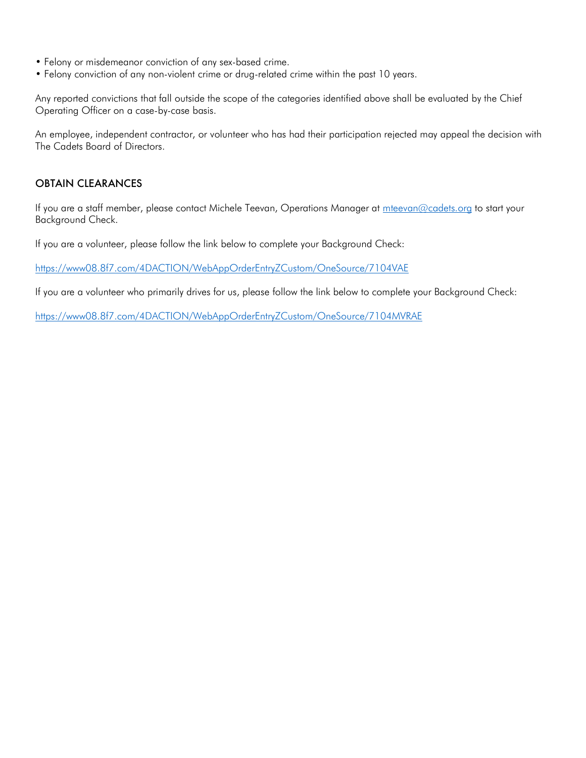- Felony or misdemeanor conviction of any sex-based crime.
- Felony conviction of any non-violent crime or drug-related crime within the past 10 years.

Any reported convictions that fall outside the scope of the categories identified above shall be evaluated by the Chief Operating Officer on a case-by-case basis.

An employee, independent contractor, or volunteer who has had their participation rejected may appeal the decision with The Cadets Board of Directors.

## OBTAIN CLEARANCES

If you are a staff member, please contact Michele Teevan, Operations Manager at mteevan@cadets.org to start your Background Check.

If you are a volunteer, please follow the link below to complete your Background Check:

https://www08.8f7.com/4DACTION/WebAppOrderEntryZCustom/OneSource/7104VAE

If you are a volunteer who primarily drives for us, please follow the link below to complete your Background Check:

https://www08.8f7.com/4DACTION/WebAppOrderEntryZCustom/OneSource/7104MVRAE